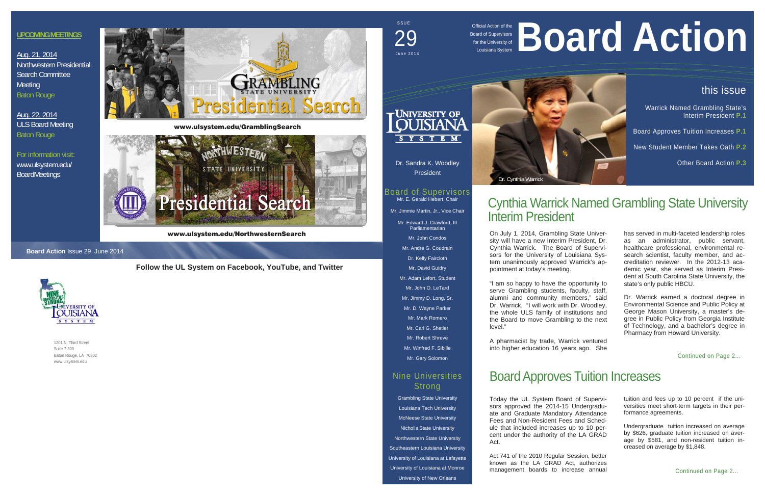# Board Action

Official Action of the Board of Supervisors for the University of Louisiana System

ISSUE 29
June 2014

## this issue

- Warrick Named Grambling State's Interim President **P.1**
- Board Approves Tuition Increases **P.1**
- New Student Member Takes Oath **P.2**
- Other Board Action **P.3**

Dr. Cynthia Warrick

## Cynthia Warrick Named Grambling State University Interim President

On July 1, 2014, Grambling State University will have a new Interim President, Dr. Cynthia Warrick. The Board of Supervisors for the University of Louisiana System unanimously approved Warrick's appointment at today's meeting.

"I am so happy to have the opportunity to serve Grambling students, faculty, staff, alumni and community members," said Dr. Warrick. "I will work with Dr. Woodley, the whole ULS family of institutions and the Board to move Grambling to the next level."

A pharmacist by trade, Warrick ventured into higher education 16 years ago. She has served in multi-faceted leadership roles as an administrator, public servant, healthcare professional, environmental research scientist, faculty member, and accreditation reviewer. In the 2012-13 academic year, she served as Interim President at South Carolina State University, the state's only public HBCU.

Dr. Warrick earned a doctoral degree in Environmental Science and Public Policy at George Mason University, a master's degree in Public Policy from Georgia Institute of Technology, and a bachelor's degree in Pharmacy from Howard University.

Continued on Page 2...

## Board Approves Tuition Increases

Today the UL System Board of Supervisors approved the 2014-15 Undergraduate and Graduate Mandatory Attendance Fees and Non-Resident Fees and Schedule that included increases up to 10 percent under the authority of the LA GRAD Act.

Act 741 of the 2010 Regular Session, better known as the LA GRAD Act, authorizes management boards to increase annual tuition and fees up to 10 percent if the universities meet short-term targets in their performance agreements.

Undergraduate tuition increased on average by $626, graduate tuition increased on average by $581, and non-resident tuition increased on average by $1,848.

Continued on Page 2...

---

University of Louisiana System

Dr. Sandra K. Woodley
President

### Board of Supervisors

- Mr. E. Gerald Hebert, Chair
- Mr. Jimmie Martin, Jr., Vice Chair
- Mr. Edward J. Crawford, III Parliamentarian
- Mr. John Condos
- Mr. Andre G. Coudrain
- Dr. Kelly Faircloth
- Mr. David Guidry
- Mr. Adam Lefort, Student
- Mr. John O. LeTard
- Mr. Jimmy D. Long, Sr.
- Mr. D. Wayne Parker
- Mr. Mark Romero
- Mr. Carl G. Shetler
- Mr. Robert Shreve
- Mr. Winfred F. Sibille
- Mr. Gary Solomon

### Nine Universities Strong

- Grambling State University
- Louisiana Tech University
- McNeese State University
- Nicholls State University
- Northwestern State University
- Southeastern Louisiana University
- University of Louisiana at Lafayette
- University of Louisiana at Monroe
- University of New Orleans

---

### UPCOMING MEETINGS

Aug. 21, 2014
Northwestern Presidential Search Committee Meeting
Baton Rouge

Aug. 22, 2014
ULS Board Meeting
Baton Rouge

For information visit:
www.ulsystem.edu/BoardMeetings

Grambling State University Presidential Search

www.ulsystem.edu/GramblingSearch

Northwestern State University Presidential Search

www.ulsystem.edu/NorthwesternSearch

**Board Action** Issue 29 June 2014

**Follow the UL System on Facebook, YouTube, and Twitter**

1201 N. Third Street
Suite 7-300
Baton Rouge, LA 70802
www.ulsystem.edu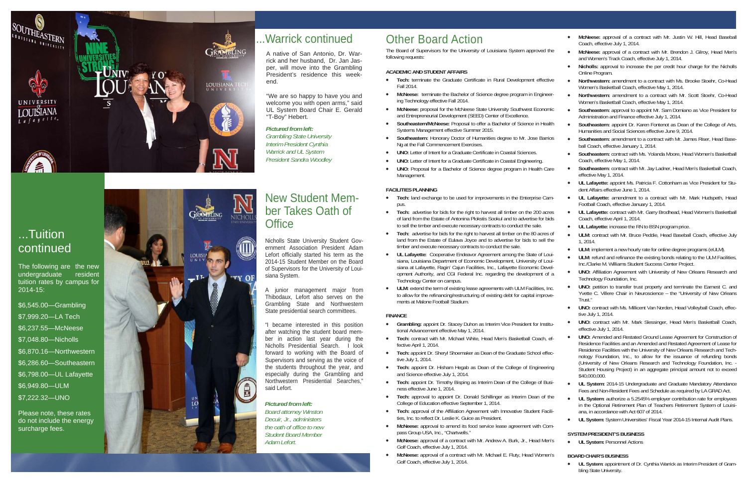## ...Warrick continued

A native of San Antonio, Dr. Warrick and her husband, Dr. Jan Jasper, will move into the Grambling President's residence this weekend.

"We are so happy to have you and welcome you with open arms," said UL System Board Chair E. Gerald "T-Boy" Hebert.

***Pictured from left:***
*Grambling State University Interim President Cynthia Warrick and UL System President Sandra Woodley*

## ...Tuition continued

The following are the new undergraduate resident tuition rates by campus for 2014-15:

$6,545.00—Grambling

$7,999.20—LA Tech

$6,237.55—McNeese

$7,048.80—Nicholls

$6,870.16—Northwestern

$6,286.60—Southeastern

$6,798.00—UL Lafayette

$6,949.80—ULM

$7,222.32—UNO

Please note, these rates do not include the energy surcharge fees.

## New Student Member Takes Oath of Office

Nicholls State University Student Government Association President Adam Lefort officially started his term as the 2014-15 Student Member on the Board of Supervisors for the University of Louisiana System.

A junior management major from Thibodaux, Lefort also serves on the Grambling State and Northwestern State presidential search committees.

"I became interested in this position after watching the student board member in action last year during the Nicholls Presidential Search. I look forward to working with the Board of Supervisors and serving as the voice of the students throughout the year, and especially during the Grambling and Northwestern Presidential Searches," said Lefort.

***Pictured from left:***
*Board attorney Winston Decuir, Jr., administers the oath of office to new Student Board Member Adam Lefort.*

## Other Board Action

The Board of Supervisors for the University of Louisiana System approved the following requests:

### ACADEMIC AND STUDENT AFFAIRS

- **Tech:** terminate the Graduate Certificate in Rural Development effective Fall 2014.
- **McNeese:** terminate the Bachelor of Science degree program in Engineering Technology effective Fall 2014.
- **McNeese:** proposal for the McNeese State University Southwest Economic and Entrepreneurial Development (SEED) Center of Excellence.
- **Southeastern/McNeese:** Proposal to offer a Bachelor of Science in Health Systems Management effective Summer 2015.
- **Southeastern:** Honorary Doctor of Humanities degree to Mr. Jose Barrios Ng at the Fall Commencement Exercises.
- **UNO:** Letter of Intent for a Graduate Certificate in Coastal Sciences.
- **UNO:** Letter of Intent for a Graduate Certificate in Coastal Engineering.
- **UNO:** Proposal for a Bachelor of Science degree program in Health Care Management.

### FACILITIES PLANNING

- **Tech:** land exchange to be used for improvements in the Enterprise Campus.
- **Tech:** advertise for bids for the right to harvest all timber on the 200 acres of land from the Estate of Antonina Plokstis Sookul and to advertise for bids to sell the timber and execute necessary contracts to conduct the sale.
- **Tech:** advertise for bids for the right to harvest all timber on the 80 acres of land from the Estate of Eulava Joyce and to advertise for bids to sell the timber and execute necessary contracts to conduct the sale.
- **UL Lafayette:** Cooperative Endeavor Agreement among the State of Louisiana, Louisiana Department of Economic Development, University of Louisiana at Lafayette, Ragin' Cajun Facilities, Inc., Lafayette Economic Development Authority, and CGI Federal Inc. regarding the development of a Technology Center on campus.
- **ULM:** extend the term of existing lease agreements with ULM Facilities, Inc. to allow for the refinancing/restructuring of existing debt for capital improvements at Malone Football Stadium.

### FINANCE

- **Grambling:** appoint Dr. Stacey Duhon as Interim Vice President for Institutional Advancement effective May 1, 2014.
- **Tech:** contract with Mr. Michael White, Head Men's Basketball Coach, effective April 1, 2014.
- **Tech:** appoint Dr. Sheryl Shoemaker as Dean of the Graduate School effective July 1, 2014.
- **Tech:** appoint Dr. Hisham Hegab as Dean of the College of Engineering and Science effective July 1, 2014.
- **Tech:** appoint Dr. Timothy Bisping as Interim Dean of the College of Business effective June 1, 2014.
- **Tech:** approval to appoint Dr. Donald Schillinger as Interim Dean of the College of Education effective September 1, 2014.
- **Tech:** approval of the Affiliation Agreement with Innovative Student Facilities, Inc. to reflect Dr. Leslie K. Guice as President.
- **McNeese:** approval to amend its food service lease agreement with Compass Group USA, Inc., "Chartwells."
- **McNeese:** approval of a contract with Mr. Andrew A. Burk, Jr., Head Men's Golf Coach, effective July 1, 2014.
- **McNeese:** approval of a contract with Mr. Michael E. Fluty, Head Women's Golf Coach, effective July 1, 2014.
- **McNeese:** approval of a contract with Mr. Justin W. Hill, Head Baseball Coach, effective July 1, 2014.
- **McNeese:** approval of a contract with Mr. Brendon J. Gilroy, Head Men's and Women's Track Coach, effective July 1, 2014.
- **Nicholls:** approval to increase the per credit hour charge for the Nicholls Online Program.
- **Northwestern:** amendment to a contract with Ms. Brooke Stoehr, Co-Head Women's Basketball Coach, effective May 1, 2014.
- **Northwestern:** amendment to a contract with Mr. Scott Stoehr, Co-Head Women's Basketball Coach, effective May 1, 2014.
- **Southeastern:** approval to appoint Mr. Sam Domiano as Vice President for Administration and Finance effective July 1, 2014.
- **Southeastern:** appoint Dr. Karen Fontenot as Dean of the College of Arts, Humanities and Social Sciences effective June 9, 2014.
- **Southeastern:** amendment to a contract with Mr. James Riser, Head Baseball Coach, effective January 1, 2014.
- **Southeastern:** contract with Ms. Yolanda Moore, Head Women's Basketball Coach, effective May 1, 2014.
- **Southeastern:** contract with Mr. Jay Ladner, Head Men's Basketball Coach, effective May 1, 2014.
- **UL Lafayette:** appoint Ms. Patricia F. Cottonham as Vice President for Student Affairs effective June 1, 2014.
- **UL Lafayette:** amendment to a contract with Mr. Mark Hudspeth, Head Football Coach, effective January 1, 2014.
- **UL Lafayette:** contract with Mr. Garry Brodhead, Head Women's Basketball Coach, effective April 1, 2014.
- **UL Lafayette:** increase the RN to BSN program price.
- **ULM:** contract with Mr. Bruce Peddie, Head Baseball Coach, effective July 1, 2014.
- **ULM:** implement a new hourly rate for online degree programs (eULM).
- **ULM:** refund and refinance the existing bonds relating to the ULM Facilities, Inc./Clarke M. Williams Student Success Center Project.
- **UNO:** Affiliation Agreement with University of New Orleans Research and Technology Foundation, Inc.
- **UNO:** petition to transfer trust property and terminate the Earnest C. and Yvette C. Villere Chair in Neuroscience – the "University of New Orleans Trust."
- **UNO:** contract with Ms. Millicent Van Norden, Head Volleyball Coach, effective July 1, 2014.
- **UNO:** contract with Mr. Mark Slessinger, Head Men's Basketball Coach, effective July 1, 2014.
- **UNO:** Amended and Restated Ground Lease Agreement for Construction of Residence Facilities and an Amended and Restated Agreement of Lease for Residence Facilities with the University of New Orleans Research and Technology Foundation, Inc., to allow for the issuance of refunding bonds (University of New Orleans Research and Technology Foundation, Inc. - Student Housing Project) in an aggregate principal amount not to exceed $40,000,000.
- **UL System:** 2014-15 Undergraduate and Graduate Mandatory Attendance Fees and Non-Resident Fees and Schedule as required by LA GRAD Act.
- **UL System:** authorize a 5.2545% employer contribution rate for employees in the Optional Retirement Plan of Teachers Retirement System of Louisiana, in accordance with Act 607 of 2014.
- **UL System:** System Universities' Fiscal Year 2014-15 Internal Audit Plans.

### SYSTEM PRESIDENT'S BUSINESS

- **UL System:** Personnel Actions

### BOARD CHAIR'S BUSINESS

- **UL System:** appointment of Dr. Cynthia Warrick as Interim President of Grambling State University.